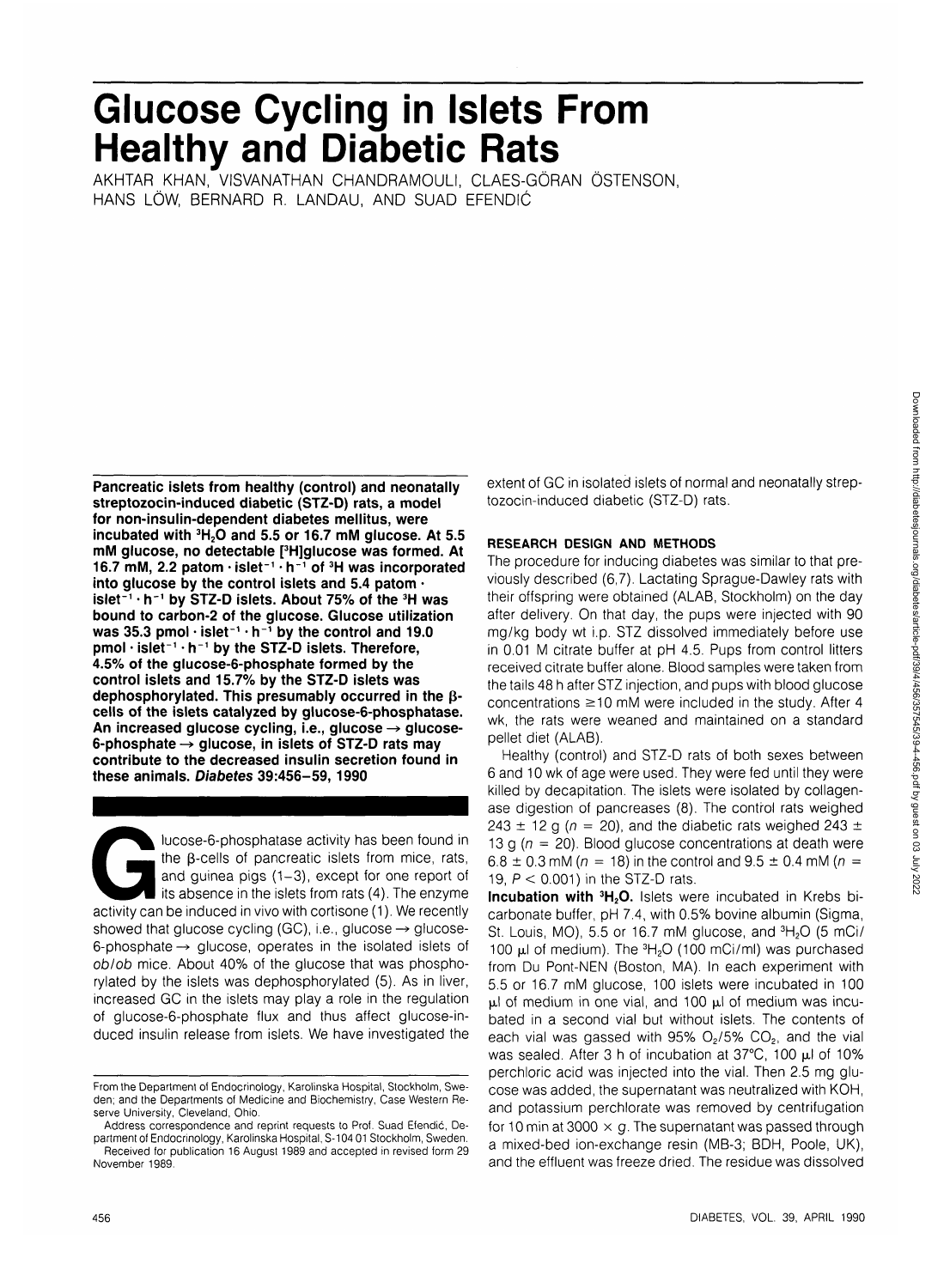# Glucose Cycling in Islets From Healthy and Diabetic Rats

AKHTAR KHAN, VISVANATHAN CHANDRAMOULI, CLAES-GÖRAN ÖSTENSON, HANS LÖW, BERNARD R. LANDAU, AND SUAD EFENDIĆ

**Pancreatic islets from healthy (control) and neonatally streptozocin-induced diabetic (STZ-D) rats, a model for non-insulin-dependent diabetes mellitus, were incubated with $^3H_2O$ and 5.5 or 16.7 mM glucose. At 5.5 mM glucose, no detectable [$^3$H]glucose was formed. At 16.7 mM, 2.2 patom · islet$^{-1}$ · h$^{-1}$ of $^3$H was incorporated into glucose by the control islets and 5.4 patom · islet$^{-1}$ · h$^{-1}$ by STZ-D islets. About 75% of the $^3$H was bound to carbon-2 of the glucose. Glucose utilization was 35.3 pmol · islet$^{-1}$ · h$^{-1}$ by the control and 19.0 pmol · islet$^{-1}$ · h$^{-1}$ by the STZ-D islets. Therefore, 4.5% of the glucose-6-phosphate formed by the control islets and 15.7% by the STZ-D islets was dephosphorylated. This presumably occurred in the β-cells of the islets catalyzed by glucose-6-phosphatase. An increased glucose cycling, i.e., glucose → glucose-6-phosphate → glucose, in islets of STZ-D rats may contribute to the decreased insulin secretion found in these animals. *Diabetes* 39:456–59, 1990**

Glucose-6-phosphatase activity has been found in the β-cells of pancreatic islets from mice, rats, and guinea pigs (1–3), except for one report of its absence in the islets from rats (4). The enzyme activity can be induced in vivo with cortisone (1). We recently showed that glucose cycling (GC), i.e., glucose → glucose-6-phosphate → glucose, operates in the isolated islets of *ob/ob* mice. About 40% of the glucose that was phosphorylated by the islets was dephosphorylated (5). As in liver, increased GC in the islets may play a role in the regulation of glucose-6-phosphate flux and thus affect glucose-induced insulin release from islets. We have investigated the extent of GC in isolated islets of normal and neonatally streptozocin-induced diabetic (STZ-D) rats.

From the Department of Endocrinology, Karolinska Hospital, Stockholm, Sweden; and the Departments of Medicine and Biochemistry, Case Western Reserve University, Cleveland, Ohio.

Address correspondence and reprint requests to Prof. Suad Efendić, Department of Endocrinology, Karolinska Hospital, S-104 01 Stockholm, Sweden.

Received for publication 16 August 1989 and accepted in revised form 29 November 1989.

## RESEARCH DESIGN AND METHODS

The procedure for inducing diabetes was similar to that previously described (6,7). Lactating Sprague-Dawley rats with their offspring were obtained (ALAB, Stockholm) on the day after delivery. On that day, the pups were injected with 90 mg/kg body wt i.p. STZ dissolved immediately before use in 0.01 M citrate buffer at pH 4.5. Pups from control litters received citrate buffer alone. Blood samples were taken from the tails 48 h after STZ injection, and pups with blood glucose concentrations ≥10 mM were included in the study. After 4 wk, the rats were weaned and maintained on a standard pellet diet (ALAB).

Healthy (control) and STZ-D rats of both sexes between 6 and 10 wk of age were used. They were fed until they were killed by decapitation. The islets were isolated by collagenase digestion of pancreases (8). The control rats weighed 243 ± 12 g ($n = 20$), and the diabetic rats weighed 243 ± 13 g ($n = 20$). Blood glucose concentrations at death were 6.8 ± 0.3 mM ($n = 18$) in the control and 9.5 ± 0.4 mM ($n = 19$, $P < 0.001$) in the STZ-D rats.

**Incubation with $^3H_2O$.** Islets were incubated in Krebs bicarbonate buffer, pH 7.4, with 0.5% bovine albumin (Sigma, St. Louis, MO), 5.5 or 16.7 mM glucose, and $^3H_2O$ (5 mCi/100 μl of medium). The $^3H_2O$ (100 mCi/ml) was purchased from Du Pont-NEN (Boston, MA). In each experiment with 5.5 or 16.7 mM glucose, 100 islets were incubated in 100 μl of medium in one vial, and 100 μl of medium was incubated in a second vial but without islets. The contents of each vial was gassed with 95% $O_2$/5% $CO_2$, and the vial was sealed. After 3 h of incubation at 37°C, 100 μl of 10% perchloric acid was injected into the vial. Then 2.5 mg glucose was added, the supernatant was neutralized with KOH, and potassium perchlorate was removed by centrifugation for 10 min at 3000 × g. The supernatant was passed through a mixed-bed ion-exchange resin (MB-3; BDH, Poole, UK), and the effluent was freeze dried. The residue was dissolved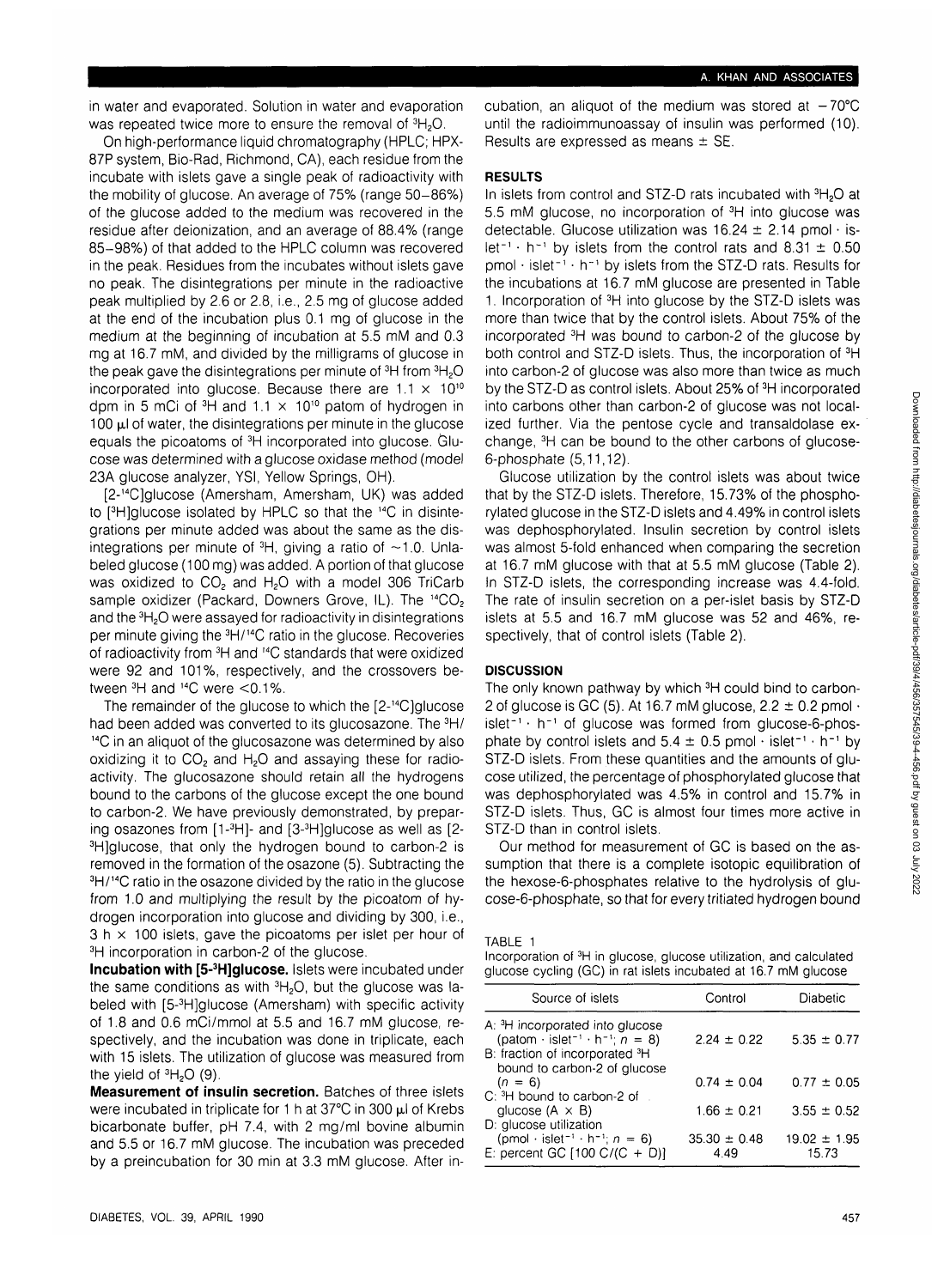in water and evaporated. Solution in water and evaporation was repeated twice more to ensure the removal of $^3H_2O$.

On high-performance liquid chromatography (HPLC; HPX-87P system, Bio-Rad, Richmond, CA), each residue from the incubate with islets gave a single peak of radioactivity with the mobility of glucose. An average of 75% (range 50–86%) of the glucose added to the medium was recovered in the residue after deionization, and an average of 88.4% (range 85–98%) of that added to the HPLC column was recovered in the peak. Residues from the incubates without islets gave no peak. The disintegrations per minute in the radioactive peak multiplied by 2.6 or 2.8, i.e., 2.5 mg of glucose added at the end of the incubation plus 0.1 mg of glucose in the medium at the beginning of incubation at 5.5 mM and 0.3 mg at 16.7 mM, and divided by the milligrams of glucose in the peak gave the disintegrations per minute of $^3H$ from $^3H_2O$ incorporated into glucose. Because there are $1.1 \times 10^{10}$ dpm in 5 mCi of $^3H$ and $1.1 \times 10^{10}$ patom of hydrogen in 100 µl of water, the disintegrations per minute in the glucose equals the picoatoms of $^3H$ incorporated into glucose. Glucose was determined with a glucose oxidase method (model 23A glucose analyzer, YSI, Yellow Springs, OH).

[2-$^{14}C$]glucose (Amersham, Amersham, UK) was added to [$^3H$]glucose isolated by HPLC so that the $^{14}C$ in disintegrations per minute added was about the same as the disintegrations per minute of $^3H$, giving a ratio of ~1.0. Unlabeled glucose (100 mg) was added. A portion of that glucose was oxidized to $CO_2$ and $H_2O$ with a model 306 TriCarb sample oxidizer (Packard, Downers Grove, IL). The $^{14}CO_2$ and the $^3H_2O$ were assayed for radioactivity in disintegrations per minute giving the $^3H/^{14}C$ ratio in the glucose. Recoveries of radioactivity from $^3H$ and $^{14}C$ standards that were oxidized were 92 and 101%, respectively, and the crossovers between $^3H$ and $^{14}C$ were <0.1%.

The remainder of the glucose to which the [2-$^{14}C$]glucose had been added was converted to its glucosazone. The $^3H/^{14}C$ in an aliquot of the glucosazone was determined by also oxidizing it to $CO_2$ and $H_2O$ and assaying these for radioactivity. The glucosazone should retain all the hydrogens bound to the carbons of the glucose except the one bound to carbon-2. We have previously demonstrated, by preparing osazones from [1-$^3H$]- and [3-$^3H$]glucose as well as [2-$^3H$]glucose, that only the hydrogen bound to carbon-2 is removed in the formation of the osazone (5). Subtracting the $^3H/^{14}C$ ratio in the osazone divided by the ratio in the glucose from 1.0 and multiplying the result by the picoatom of hydrogen incorporation into glucose and dividing by 300, i.e., 3 h × 100 islets, gave the picoatoms per islet per hour of $^3H$ incorporation in carbon-2 of the glucose.

**Incubation with [5-$^3H$]glucose.** Islets were incubated under the same conditions as with $^3H_2O$, but the glucose was labeled with [5-$^3H$]glucose (Amersham) with specific activity of 1.8 and 0.6 mCi/mmol at 5.5 and 16.7 mM glucose, respectively, and the incubation was done in triplicate, each with 15 islets. The utilization of glucose was measured from the yield of $^3H_2O$ (9).

**Measurement of insulin secretion.** Batches of three islets were incubated in triplicate for 1 h at 37°C in 300 µl of Krebs bicarbonate buffer, pH 7.4, with 2 mg/ml bovine albumin and 5.5 or 16.7 mM glucose. The incubation was preceded by a preincubation for 30 min at 3.3 mM glucose. After incubation, an aliquot of the medium was stored at −70°C until the radioimmunoassay of insulin was performed (10). Results are expressed as means ± SE.

## RESULTS

In islets from control and STZ-D rats incubated with $^3H_2O$ at 5.5 mM glucose, no incorporation of $^3H$ into glucose was detectable. Glucose utilization was 16.24 ± 2.14 pmol · islet$^{-1}$ · h$^{-1}$ by islets from the control rats and 8.31 ± 0.50 pmol · islet$^{-1}$ · h$^{-1}$ by islets from the STZ-D rats. Results for the incubations at 16.7 mM glucose are presented in Table 1. Incorporation of $^3H$ into glucose by the STZ-D islets was more than twice that by the control islets. About 75% of the incorporated $^3H$ was bound to carbon-2 of the glucose by both control and STZ-D islets. Thus, the incorporation of $^3H$ into carbon-2 of glucose was also more than twice as much by the STZ-D as control islets. About 25% of $^3H$ incorporated into carbons other than carbon-2 of glucose was not localized further. Via the pentose cycle and transaldolase exchange, $^3H$ can be bound to the other carbons of glucose-6-phosphate (5,11,12).

Glucose utilization by the control islets was about twice that by the STZ-D islets. Therefore, 15.73% of the phosphorylated glucose in the STZ-D islets and 4.49% in control islets was dephosphorylated. Insulin secretion by control islets was almost 5-fold enhanced when comparing the secretion at 16.7 mM glucose with that at 5.5 mM glucose (Table 2). In STZ-D islets, the corresponding increase was 4.4-fold. The rate of insulin secretion on a per-islet basis by STZ-D islets at 5.5 and 16.7 mM glucose was 52 and 46%, respectively, that of control islets (Table 2).

## DISCUSSION

The only known pathway by which $^3H$ could bind to carbon-2 of glucose is GC (5). At 16.7 mM glucose, 2.2 ± 0.2 pmol · islet$^{-1}$ · h$^{-1}$ of glucose was formed from glucose-6-phosphate by control islets and 5.4 ± 0.5 pmol · islet$^{-1}$ · h$^{-1}$ by STZ-D islets. From these quantities and the amounts of glucose utilized, the percentage of phosphorylated glucose that was dephosphorylated was 4.5% in control and 15.7% in STZ-D islets. Thus, GC is almost four times more active in STZ-D than in control islets.

Our method for measurement of GC is based on the assumption that there is a complete isotopic equilibration of the hexose-6-phosphates relative to the hydrolysis of glucose-6-phosphate, so that for every tritiated hydrogen bound

TABLE 1
Incorporation of $^3H$ in glucose, glucose utilization, and calculated glucose cycling (GC) in rat islets incubated at 16.7 mM glucose

| Source of islets | Control | Diabetic |
|---|---|---|
| A: $^3H$ incorporated into glucose (patom · islet$^{-1}$ · h$^{-1}$; n = 8) | 2.24 ± 0.22 | 5.35 ± 0.77 |
| B: fraction of incorporated $^3H$ bound to carbon-2 of glucose (n = 6) | 0.74 ± 0.04 | 0.77 ± 0.05 |
| C: $^3H$ bound to carbon-2 of glucose (A × B) | 1.66 ± 0.21 | 3.55 ± 0.52 |
| D: glucose utilization (pmol · islet$^{-1}$ · h$^{-1}$; n = 6) | 35.30 ± 0.48 | 19.02 ± 1.95 |
| E: percent GC [100 C/(C + D)] | 4.49 | 15.73 |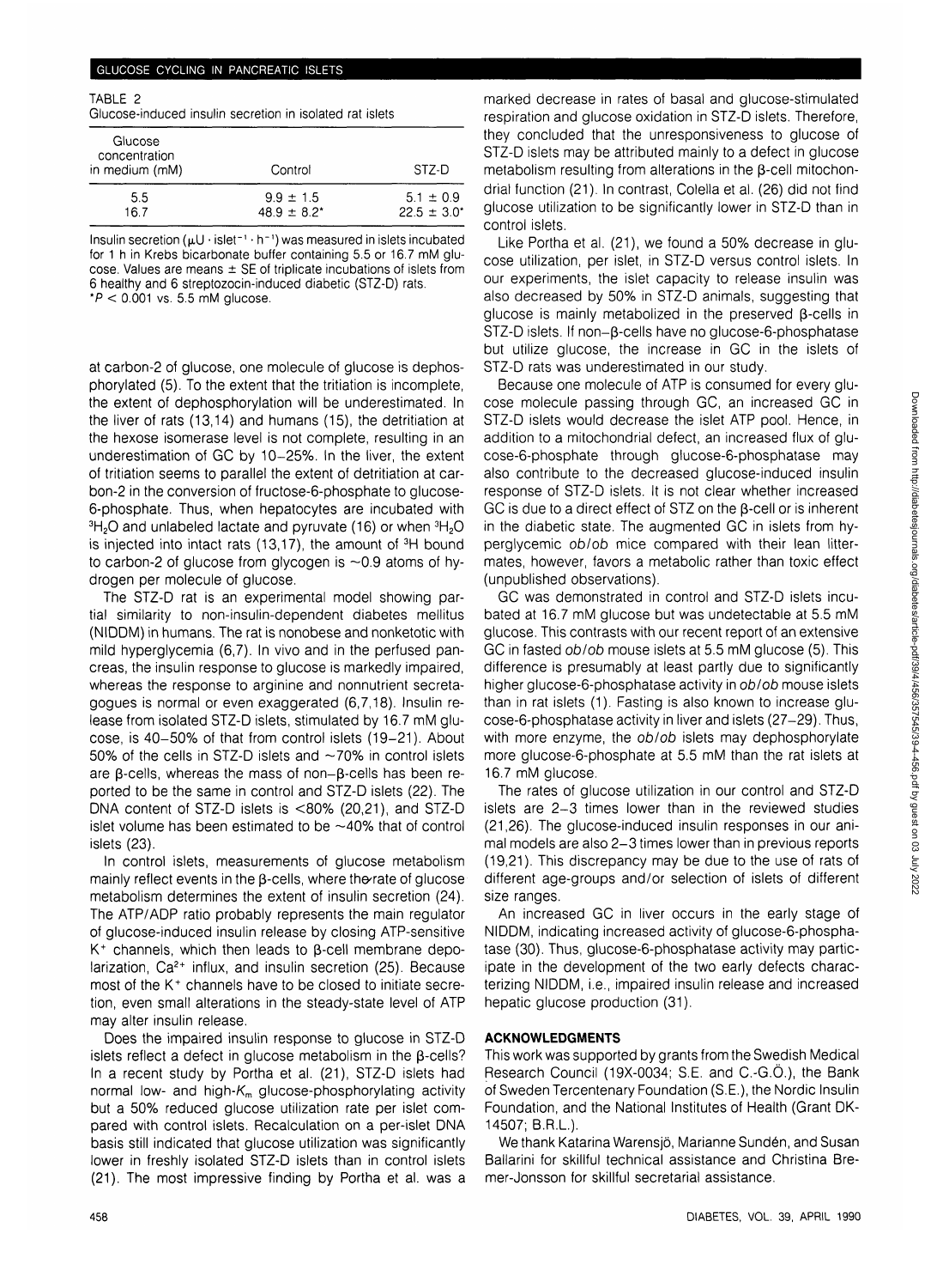TABLE 2
Glucose-induced insulin secretion in isolated rat islets

| Glucose concentration in medium (mM) | Control | STZ-D |
|---|---|---|
| 5.5 | 9.9 ± 1.5 | 5.1 ± 0.9 |
| 16.7 | 48.9 ± 8.2* | 22.5 ± 3.0* |

Insulin secretion ($\mu U \cdot islet^{-1} \cdot h^{-1}$) was measured in islets incubated for 1 h in Krebs bicarbonate buffer containing 5.5 or 16.7 mM glucose. Values are means ± SE of triplicate incubations of islets from 6 healthy and 6 streptozocin-induced diabetic (STZ-D) rats.
*$P < 0.001$ vs. 5.5 mM glucose.

at carbon-2 of glucose, one molecule of glucose is dephosphorylated (5). To the extent that the tritiation is incomplete, the extent of dephosphorylation will be underestimated. In the liver of rats (13,14) and humans (15), the detritiation at the hexose isomerase level is not complete, resulting in an underestimation of GC by 10–25%. In the liver, the extent of tritiation seems to parallel the extent of detritiation at carbon-2 in the conversion of fructose-6-phosphate to glucose-6-phosphate. Thus, when hepatocytes are incubated with $^3H_2O$ and unlabeled lactate and pyruvate (16) or when $^3H_2O$ is injected into intact rats (13,17), the amount of $^3H$ bound to carbon-2 of glucose from glycogen is ~0.9 atoms of hydrogen per molecule of glucose.

The STZ-D rat is an experimental model showing partial similarity to non-insulin-dependent diabetes mellitus (NIDDM) in humans. The rat is nonobese and nonketotic with mild hyperglycemia (6,7). In vivo and in the perfused pancreas, the insulin response to glucose is markedly impaired, whereas the response to arginine and nonnutrient secretagogues is normal or even exaggerated (6,7,18). Insulin release from isolated STZ-D islets, stimulated by 16.7 mM glucose, is 40–50% of that from control islets (19–21). About 50% of the cells in STZ-D islets and ~70% in control islets are β-cells, whereas the mass of non–β-cells has been reported to be the same in control and STZ-D islets (22). The DNA content of STZ-D islets is <80% (20,21), and STZ-D islet volume has been estimated to be ~40% that of control islets (23).

In control islets, measurements of glucose metabolism mainly reflect events in the β-cells, where the rate of glucose metabolism determines the extent of insulin secretion (24). The ATP/ADP ratio probably represents the main regulator of glucose-induced insulin release by closing ATP-sensitive $K^+$ channels, which then leads to β-cell membrane depolarization, $Ca^{2+}$ influx, and insulin secretion (25). Because most of the $K^+$ channels have to be closed to initiate secretion, even small alterations in the steady-state level of ATP may alter insulin release.

Does the impaired insulin response to glucose in STZ-D islets reflect a defect in glucose metabolism in the β-cells? In a recent study by Portha et al. (21), STZ-D islets had normal low- and high-$K_m$ glucose-phosphorylating activity but a 50% reduced glucose utilization rate per islet compared with control islets. Recalculation on a per-islet DNA basis still indicated that glucose utilization was significantly lower in freshly isolated STZ-D islets than in control islets (21). The most impressive finding by Portha et al. was a marked decrease in rates of basal and glucose-stimulated respiration and glucose oxidation in STZ-D islets. Therefore, they concluded that the unresponsiveness to glucose of STZ-D islets may be attributed mainly to a defect in glucose metabolism resulting from alterations in the β-cell mitochondrial function (21). In contrast, Colella et al. (26) did not find glucose utilization to be significantly lower in STZ-D than in control islets.

Like Portha et al. (21), we found a 50% decrease in glucose utilization, per islet, in STZ-D versus control islets. In our experiments, the islet capacity to release insulin was also decreased by 50% in STZ-D animals, suggesting that glucose is mainly metabolized in the preserved β-cells in STZ-D islets. If non–β-cells have no glucose-6-phosphatase but utilize glucose, the increase in GC in the islets of STZ-D rats was underestimated in our study.

Because one molecule of ATP is consumed for every glucose molecule passing through GC, an increased GC in STZ-D islets would decrease the islet ATP pool. Hence, in addition to a mitochondrial defect, an increased flux of glucose-6-phosphate through glucose-6-phosphatase may also contribute to the decreased glucose-induced insulin response of STZ-D islets. It is not clear whether increased GC is due to a direct effect of STZ on the β-cell or is inherent in the diabetic state. The augmented GC in islets from hyperglycemic *ob/ob* mice compared with their lean littermates, however, favors a metabolic rather than toxic effect (unpublished observations).

GC was demonstrated in control and STZ-D islets incubated at 16.7 mM glucose but was undetectable at 5.5 mM glucose. This contrasts with our recent report of an extensive GC in fasted *ob/ob* mouse islets at 5.5 mM glucose (5). This difference is presumably at least partly due to significantly higher glucose-6-phosphatase activity in *ob/ob* mouse islets than in rat islets (1). Fasting is also known to increase glucose-6-phosphatase activity in liver and islets (27–29). Thus, with more enzyme, the *ob/ob* islets may dephosphorylate more glucose-6-phosphate at 5.5 mM than the rat islets at 16.7 mM glucose.

The rates of glucose utilization in our control and STZ-D islets are 2–3 times lower than in the reviewed studies (21,26). The glucose-induced insulin responses in our animal models are also 2–3 times lower than in previous reports (19,21). This discrepancy may be due to the use of rats of different age-groups and/or selection of islets of different size ranges.

An increased GC in liver occurs in the early stage of NIDDM, indicating increased activity of glucose-6-phosphatase (30). Thus, glucose-6-phosphatase activity may participate in the development of the two early defects characterizing NIDDM, i.e., impaired insulin release and increased hepatic glucose production (31).

## ACKNOWLEDGMENTS

This work was supported by grants from the Swedish Medical Research Council (19X-0034; S.E. and C.-G.Ö.), the Bank of Sweden Tercentenary Foundation (S.E.), the Nordic Insulin Foundation, and the National Institutes of Health (Grant DK-14507; B.R.L.).

We thank Katarina Warensjö, Marianne Sundén, and Susan Ballarini for skillful technical assistance and Christina Bremer-Jonsson for skillful secretarial assistance.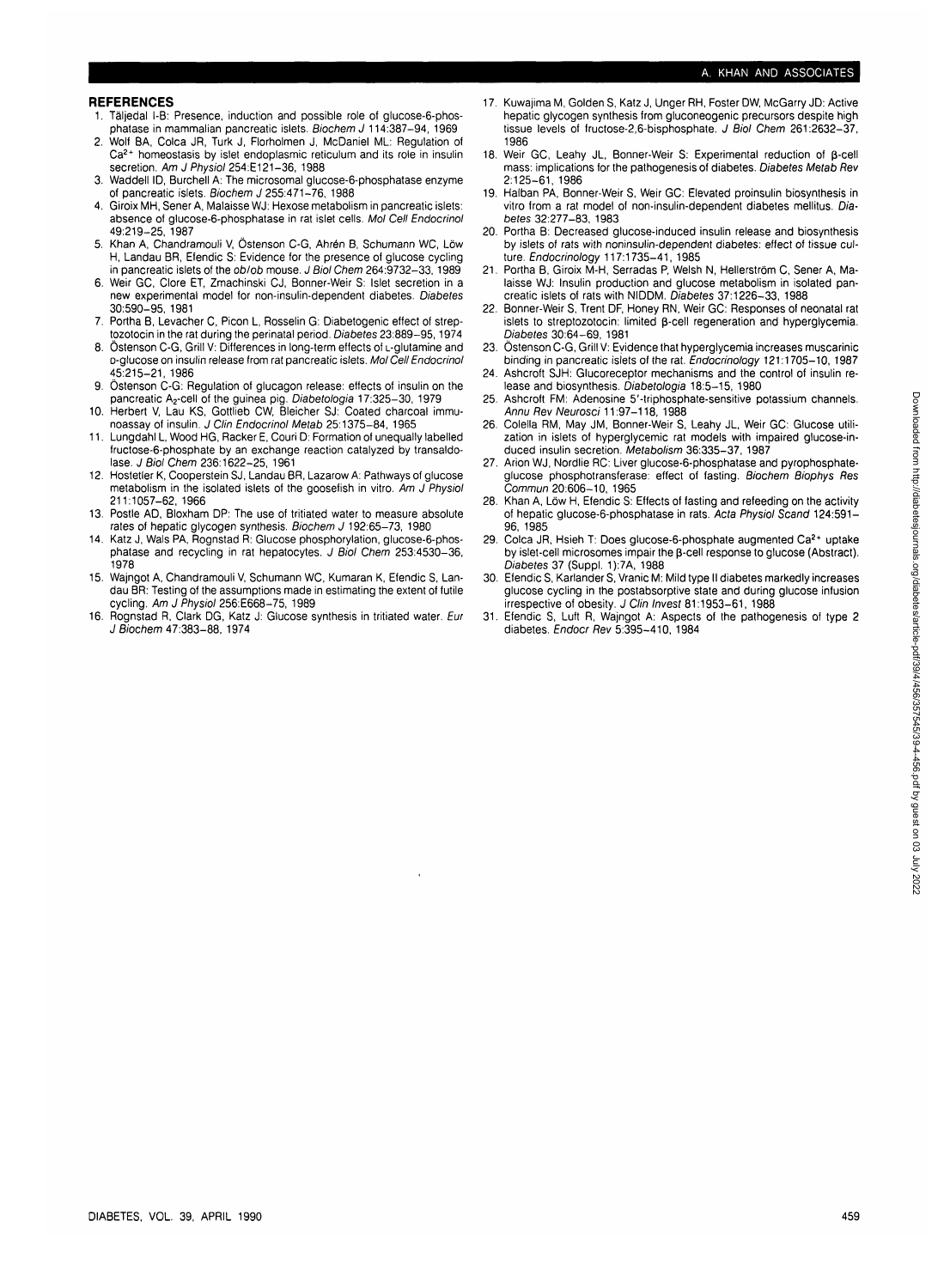## REFERENCES

1. Täljedal I-B: Presence, induction and possible role of glucose-6-phosphatase in mammalian pancreatic islets. *Biochem J* 114:387–94, 1969
2. Wolf BA, Colca JR, Turk J, Florholmen J, McDaniel ML: Regulation of $Ca^{2+}$ homeostasis by islet endoplasmic reticulum and its role in insulin secretion. *Am J Physiol* 254:E121–36, 1988
3. Waddell ID, Burchell A: The microsomal glucose-6-phosphatase enzyme of pancreatic islets. *Biochem J* 255:471–76, 1988
4. Giroix MH, Sener A, Malaisse WJ: Hexose metabolism in pancreatic islets: absence of glucose-6-phosphatase in rat islet cells. *Mol Cell Endocrinol* 49:219–25, 1987
5. Khan A, Chandramouli V, Östenson C-G, Ahrén B, Schumann WC, Löw H, Landau BR, Efendic S: Evidence for the presence of glucose cycling in pancreatic islets of the *ob/ob* mouse. *J Biol Chem* 264:9732–33, 1989
6. Weir GC, Clore ET, Zmachinski CJ, Bonner-Weir S: Islet secretion in a new experimental model for non-insulin-dependent diabetes. *Diabetes* 30:590–95, 1981
7. Portha B, Levacher C, Picon L, Rosselin G: Diabetogenic effect of streptozotocin in the rat during the perinatal period. *Diabetes* 23:889–95, 1974
8. Östenson C-G, Grill V: Differences in long-term effects of L-glutamine and D-glucose on insulin release from rat pancreatic islets. *Mol Cell Endocrinol* 45:215–21, 1986
9. Östenson C-G: Regulation of glucagon release: effects of insulin on the pancreatic $A_2$-cell of the guinea pig. *Diabetologia* 17:325–30, 1979
10. Herbert V, Lau KS, Gottlieb CW, Bleicher SJ: Coated charcoal immunoassay of insulin. *J Clin Endocrinol Metab* 25:1375–84, 1965
11. Lungdahl L, Wood HG, Racker E, Couri D: Formation of unequally labelled fructose-6-phosphate by an exchange reaction catalyzed by transaldolase. *J Biol Chem* 236:1622–25, 1961
12. Hostetler K, Cooperstein SJ, Landau BR, Lazarow A: Pathways of glucose metabolism in the isolated islets of the goosefish in vitro. *Am J Physiol* 211:1057–62, 1966
13. Postle AD, Bloxham DP: The use of tritiated water to measure absolute rates of hepatic glycogen synthesis. *Biochem J* 192:65–73, 1980
14. Katz J, Wals PA, Rognstad R: Glucose phosphorylation, glucose-6-phosphatase and recycling in rat hepatocytes. *J Biol Chem* 253:4530–36, 1978
15. Wajngot A, Chandramouli V, Schumann WC, Kumaran K, Efendic S, Landau BR: Testing of the assumptions made in estimating the extent of futile cycling. *Am J Physiol* 256:E668–75, 1989
16. Rognstad R, Clark DG, Katz J: Glucose synthesis in tritiated water. *Eur J Biochem* 47:383–88, 1974
17. Kuwajima M, Golden S, Katz J, Unger RH, Foster DW, McGarry JD: Active hepatic glycogen synthesis from gluconeogenic precursors despite high tissue levels of fructose-2,6-bisphosphate. *J Biol Chem* 261:2632–37, 1986
18. Weir GC, Leahy JL, Bonner-Weir S: Experimental reduction of β-cell mass: implications for the pathogenesis of diabetes. *Diabetes Metab Rev* 2:125–61, 1986
19. Halban PA, Bonner-Weir S, Weir GC: Elevated proinsulin biosynthesis in vitro from a rat model of non-insulin-dependent diabetes mellitus. *Diabetes* 32:277–83, 1983
20. Portha B: Decreased glucose-induced insulin release and biosynthesis by islets of rats with noninsulin-dependent diabetes: effect of tissue culture. *Endocrinology* 117:1735–41, 1985
21. Portha B, Giroix M-H, Serradas P, Welsh N, Hellerström C, Sener A, Malaisse WJ: Insulin production and glucose metabolism in isolated pancreatic islets of rats with NIDDM. *Diabetes* 37:1226–33, 1988
22. Bonner-Weir S, Trent DF, Honey RN, Weir GC: Responses of neonatal rat islets to streptozotocin: limited β-cell regeneration and hyperglycemia. *Diabetes* 30:64–69, 1981
23. Östenson C-G, Grill V: Evidence that hyperglycemia increases muscarinic binding in pancreatic islets of the rat. *Endocrinology* 121:1705–10, 1987
24. Ashcroft SJH: Glucoreceptor mechanisms and the control of insulin release and biosynthesis. *Diabetologia* 18:5–15, 1980
25. Ashcroft FM: Adenosine 5′-triphosphate-sensitive potassium channels. *Annu Rev Neurosci* 11:97–118, 1988
26. Colella RM, May JM, Bonner-Weir S, Leahy JL, Weir GC: Glucose utilization in islets of hyperglycemic rat models with impaired glucose-induced insulin secretion. *Metabolism* 36:335–37, 1987
27. Arion WJ, Nordlie RC: Liver glucose-6-phosphatase and pyrophosphate-glucose phosphotransferase: effect of fasting. *Biochem Biophys Res Commun* 20:606–10, 1965
28. Khan A, Löw H, Efendic S: Effects of fasting and refeeding on the activity of hepatic glucose-6-phosphatase in rats. *Acta Physiol Scand* 124:591–96, 1985
29. Colca JR, Hsieh T: Does glucose-6-phosphate augmented $Ca^{2+}$ uptake by islet-cell microsomes impair the β-cell response to glucose (Abstract). *Diabetes* 37 (Suppl. 1):7A, 1988
30. Efendic S, Karlander S, Vranic M: Mild type II diabetes markedly increases glucose cycling in the postabsorptive state and during glucose infusion irrespective of obesity. *J Clin Invest* 81:1953–61, 1988
31. Efendic S, Luft R, Wajngot A: Aspects of the pathogenesis of type 2 diabetes. *Endocr Rev* 5:395–410, 1984